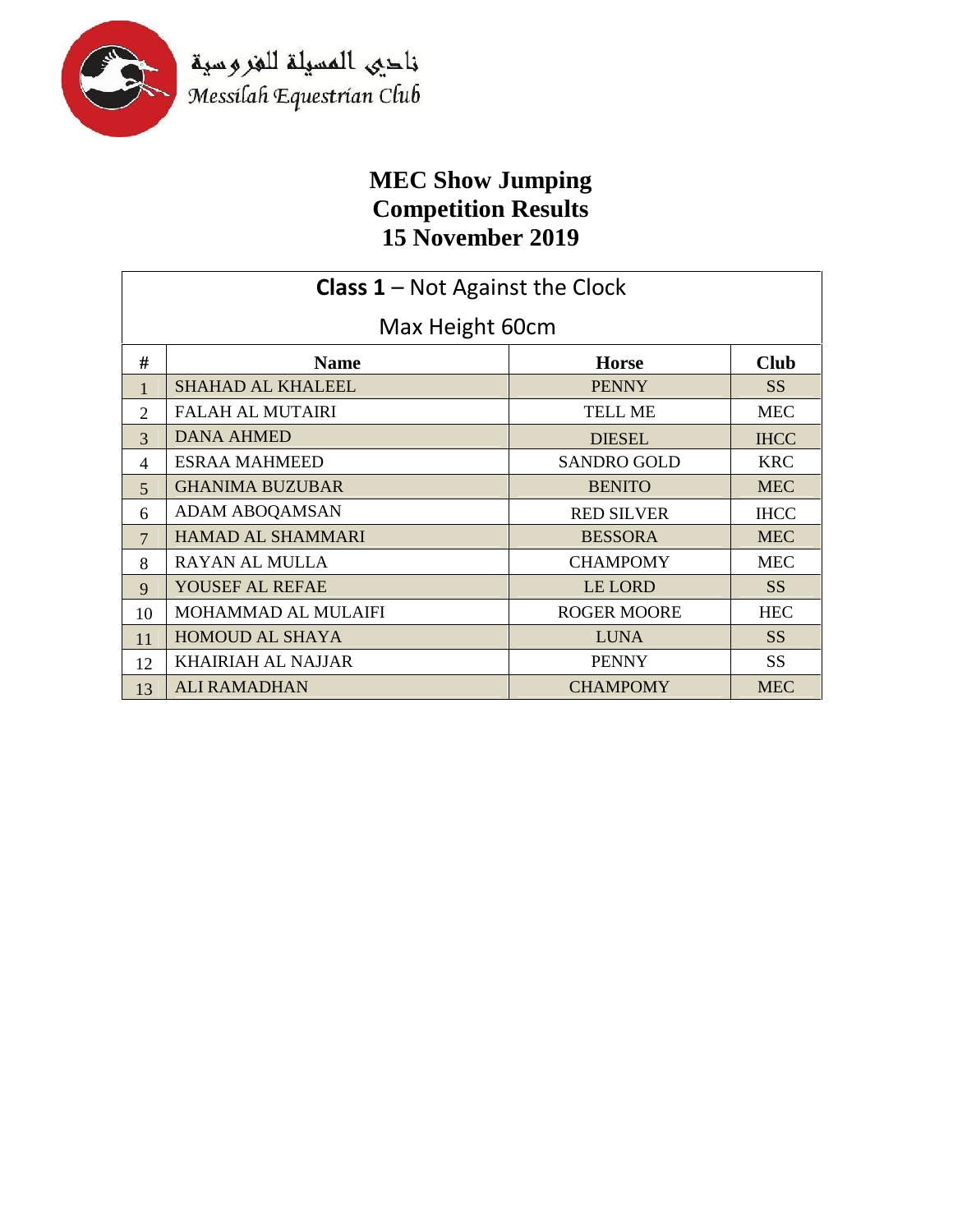نادي المسيلة للفروسية
*Messilah Equestrian Club*

# MEC Show Jumping
# Competition Results
# 15 November 2019

| **Class 1** – Not Against the Clock<br>Max Height 60cm | | | |
|---|---|---|---|
| **#** | **Name** | **Horse** | **Club** |
| 1 | SHAHAD AL KHALEEL | PENNY | SS |
| 2 | FALAH AL MUTAIRI | TELL ME | MEC |
| 3 | DANA AHMED | DIESEL | IHCC |
| 4 | ESRAA MAHMEED | SANDRO GOLD | KRC |
| 5 | GHANIMA BUZUBAR | BENITO | MEC |
| 6 | ADAM ABOQAMSAN | RED SILVER | IHCC |
| 7 | HAMAD AL SHAMMARI | BESSORA | MEC |
| 8 | RAYAN AL MULLA | CHAMPOMY | MEC |
| 9 | YOUSEF AL REFAE | LE LORD | SS |
| 10 | MOHAMMAD AL MULAIFI | ROGER MOORE | HEC |
| 11 | HOMOUD AL SHAYA | LUNA | SS |
| 12 | KHAIRIAH AL NAJJAR | PENNY | SS |
| 13 | ALI RAMADHAN | CHAMPOMY | MEC |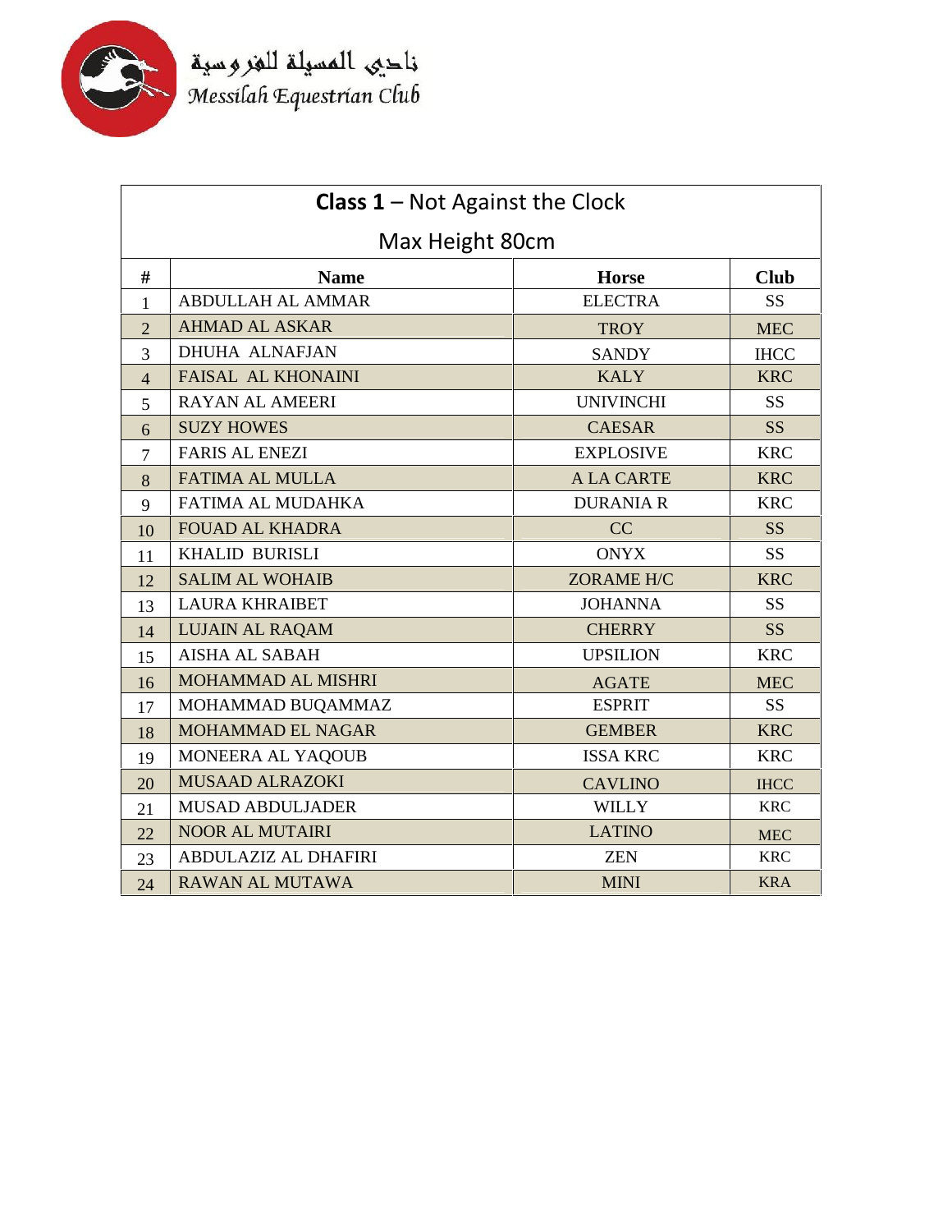نادي المسيلة للفروسية
Messilah Equestrian Club

| **Class 1** – Not Against the Clock<br>Max Height 80cm | | | |
|---|---|---|---|
| **#** | **Name** | **Horse** | **Club** |
| 1 | ABDULLAH AL AMMAR | ELECTRA | SS |
| 2 | AHMAD AL ASKAR | TROY | MEC |
| 3 | DHUHA ALNAFJAN | SANDY | IHCC |
| 4 | FAISAL AL KHONAINI | KALY | KRC |
| 5 | RAYAN AL AMEERI | UNIVINCHI | SS |
| 6 | SUZY HOWES | CAESAR | SS |
| 7 | FARIS AL ENEZI | EXPLOSIVE | KRC |
| 8 | FATIMA AL MULLA | A LA CARTE | KRC |
| 9 | FATIMA AL MUDAHKA | DURANIA R | KRC |
| 10 | FOUAD AL KHADRA | CC | SS |
| 11 | KHALID BURISLI | ONYX | SS |
| 12 | SALIM AL WOHAIB | ZORAME H/C | KRC |
| 13 | LAURA KHRAIBET | JOHANNA | SS |
| 14 | LUJAIN AL RAQAM | CHERRY | SS |
| 15 | AISHA AL SABAH | UPSILION | KRC |
| 16 | MOHAMMAD AL MISHRI | AGATE | MEC |
| 17 | MOHAMMAD BUQAMMAZ | ESPRIT | SS |
| 18 | MOHAMMAD EL NAGAR | GEMBER | KRC |
| 19 | MONEERA AL YAQOUB | ISSA KRC | KRC |
| 20 | MUSAAD ALRAZOKI | CAVLINO | IHCC |
| 21 | MUSAD ABDULJADER | WILLY | KRC |
| 22 | NOOR AL MUTAIRI | LATINO | MEC |
| 23 | ABDULAZIZ AL DHAFIRI | ZEN | KRC |
| 24 | RAWAN AL MUTAWA | MINI | KRA |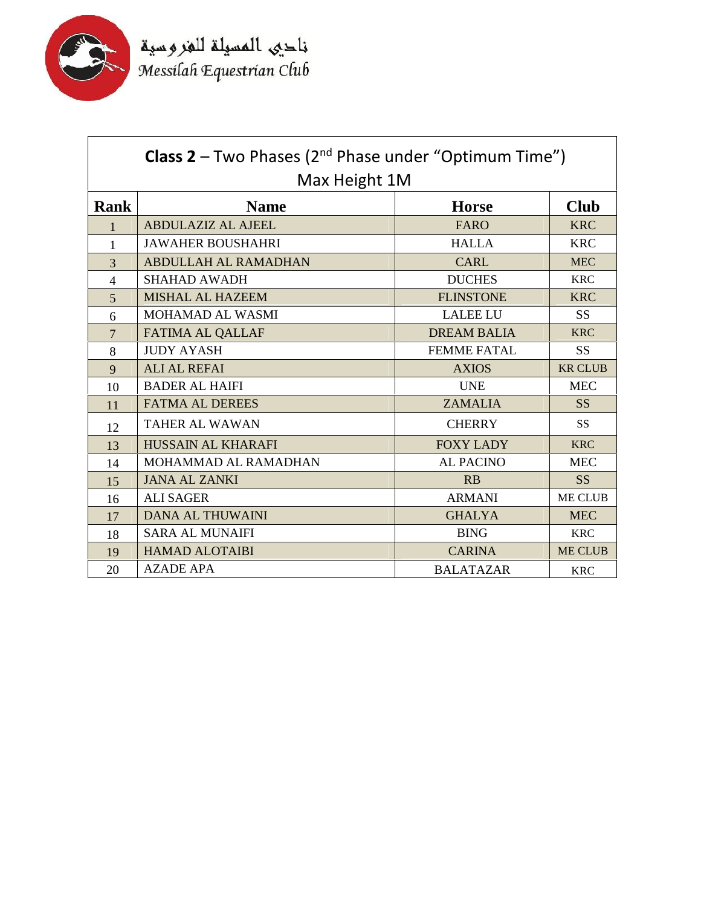نادي المسيلة للفروسية
Messilah Equestrian Club

| **Class 2** – Two Phases (2nd Phase under "Optimum Time") Max Height 1M | | | |
|---|---|---|---|
| **Rank** | **Name** | **Horse** | **Club** |
| 1 | ABDULAZIZ AL AJEEL | FARO | KRC |
| 1 | JAWAHER BOUSHAHRI | HALLA | KRC |
| 3 | ABDULLAH AL RAMADHAN | CARL | MEC |
| 4 | SHAHAD AWADH | DUCHES | KRC |
| 5 | MISHAL AL HAZEEM | FLINSTONE | KRC |
| 6 | MOHAMAD AL WASMI | LALEE LU | SS |
| 7 | FATIMA AL QALLAF | DREAM BALIA | KRC |
| 8 | JUDY AYASH | FEMME FATAL | SS |
| 9 | ALI AL REFAI | AXIOS | KR CLUB |
| 10 | BADER AL HAIFI | UNE | MEC |
| 11 | FATMA AL DEREES | ZAMALIA | SS |
| 12 | TAHER AL WAWAN | CHERRY | SS |
| 13 | HUSSAIN AL KHARAFI | FOXY LADY | KRC |
| 14 | MOHAMMAD AL RAMADHAN | AL PACINO | MEC |
| 15 | JANA AL ZANKI | RB | SS |
| 16 | ALI SAGER | ARMANI | ME CLUB |
| 17 | DANA AL THUWAINI | GHALYA | MEC |
| 18 | SARA AL MUNAIFI | BING | KRC |
| 19 | HAMAD ALOTAIBI | CARINA | ME CLUB |
| 20 | AZADE APA | BALATAZAR | KRC |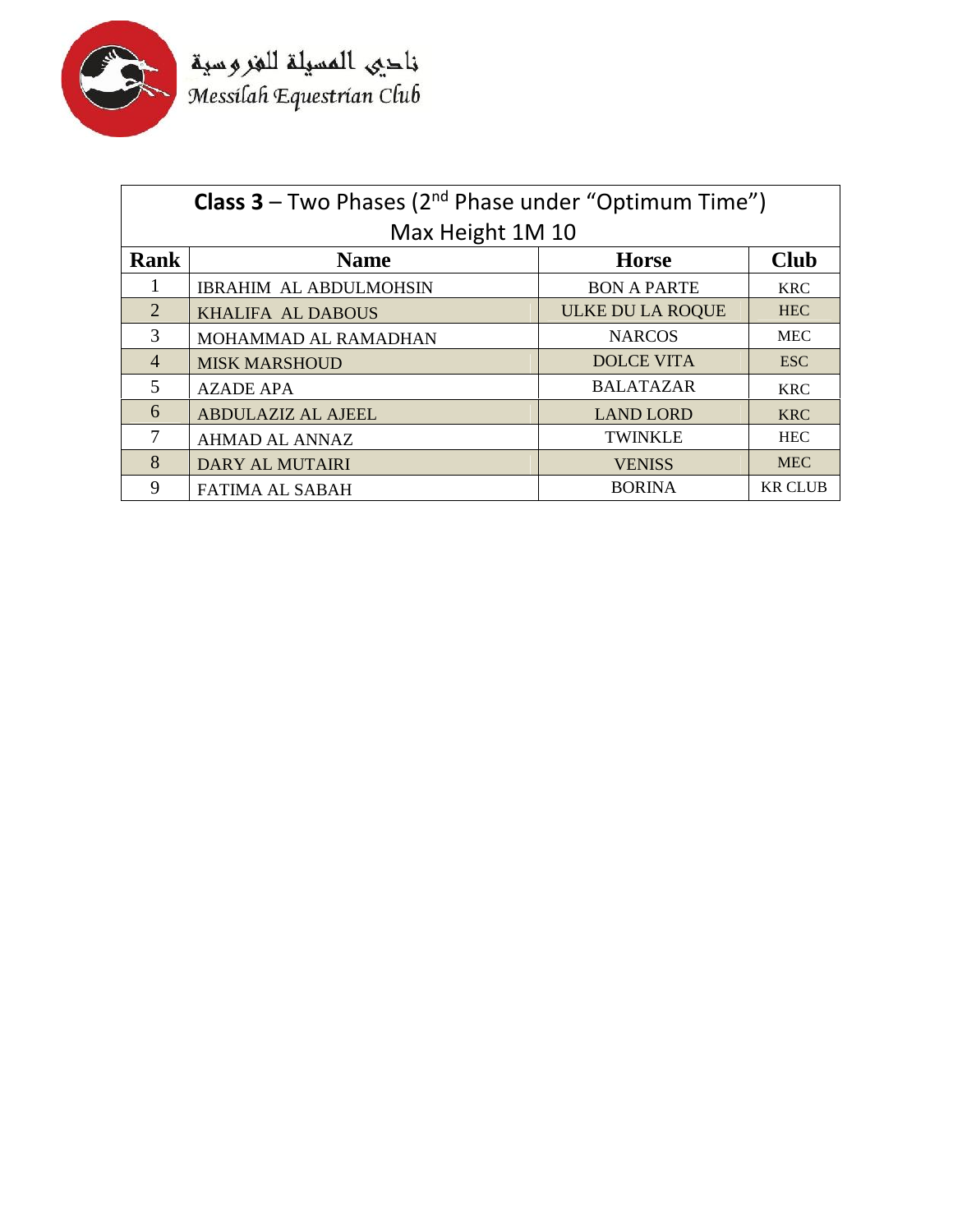نادي المسيلة للفروسية
*Messilah Equestrian Club*

| **Class 3** – Two Phases (2nd Phase under "Optimum Time") Max Height 1M 10 | | | |
|---|---|---|---|
| **Rank** | **Name** | **Horse** | **Club** |
| 1 | IBRAHIM AL ABDULMOHSIN | BON A PARTE | KRC |
| 2 | KHALIFA AL DABOUS | ULKE DU LA ROQUE | HEC |
| 3 | MOHAMMAD AL RAMADHAN | NARCOS | MEC |
| 4 | MISK MARSHOUD | DOLCE VITA | ESC |
| 5 | AZADE APA | BALATAZAR | KRC |
| 6 | ABDULAZIZ AL AJEEL | LAND LORD | KRC |
| 7 | AHMAD AL ANNAZ | TWINKLE | HEC |
| 8 | DARY AL MUTAIRI | VENISS | MEC |
| 9 | FATIMA AL SABAH | BORINA | KR CLUB |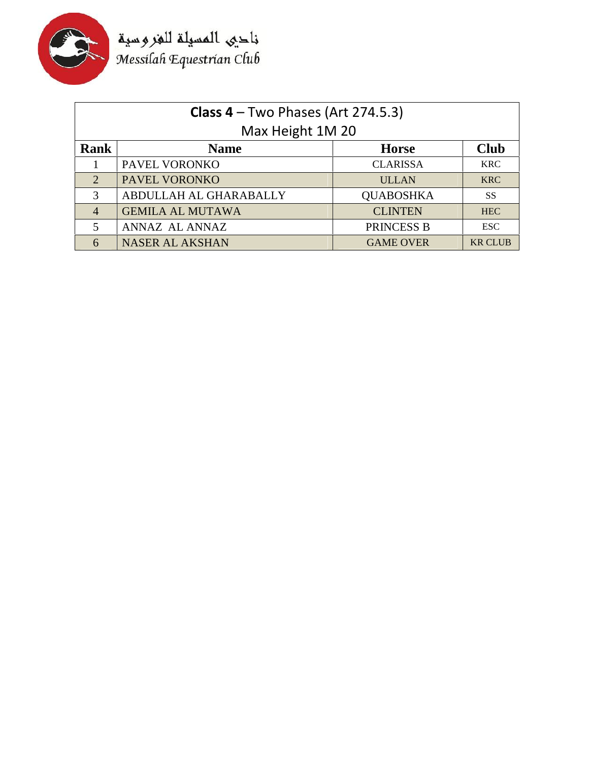نادي المسيلة للفروسية
Messilah Equestrian Club

| **Class 4** – Two Phases (Art 274.5.3) Max Height 1M 20 | | | |
|---|---|---|---|
| **Rank** | **Name** | **Horse** | **Club** |
| 1 | PAVEL VORONKO | CLARISSA | KRC |
| 2 | PAVEL VORONKO | ULLAN | KRC |
| 3 | ABDULLAH AL GHARABALLY | QUABOSHKA | SS |
| 4 | GEMILA AL MUTAWA | CLINTEN | HEC |
| 5 | ANNAZ AL ANNAZ | PRINCESS B | ESC |
| 6 | NASER AL AKSHAN | GAME OVER | KR CLUB |